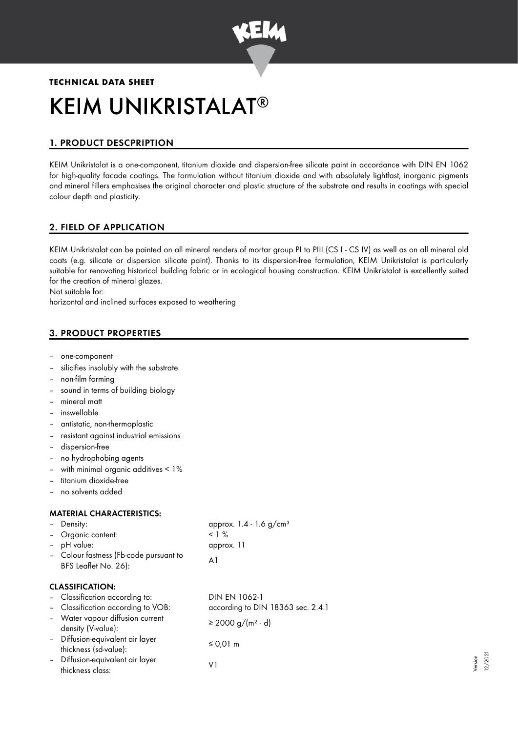**TECHNICAL DATA SHEET**

# KEIM UNIKRISTALAT®

## 1. PRODUCT DESCPRIPTION

KEIM Unikristalat is a one-component, titanium dioxide and dispersion-free silicate paint in accordance with DIN EN 1062 for high-quality facade coatings. The formulation without titanium dioxide and with absolutely lightfast, inorganic pigments and mineral fillers emphasises the original character and plastic structure of the substrate and results in coatings with special colour depth and plasticity.

## 2. FIELD OF APPLICATION

KEIM Unikristalat can be painted on all mineral renders of mortar group PI to PIII (CS I - CS IV) as well as on all mineral old coats (e.g. silicate or dispersion silicate paint). Thanks to its dispersion-free formulation, KEIM Unikristalat is particularly suitable for renovating historical building fabric or in ecological housing construction. KEIM Unikristalat is excellently suited for the creation of mineral glazes.

Not suitable for:

horizontal and inclined surfaces exposed to weathering

## 3. PRODUCT PROPERTIES

- one-component
- silicifies insolubly with the substrate
- non-film forming
- sound in terms of building biology
- mineral matt
- inswellable
- antistatic, non-thermoplastic
- resistant against industrial emissions
- dispersion-free
- no hydrophobing agents
- with minimal organic additives < 1%
- titanium dioxide-free
- no solvents added

### MATERIAL CHARACTERISTICS:

| | |
|---|---|
| – Density: | approx. 1.4 - 1.6 g/cm³ |
| – Organic content: | < 1 % |
| – pH value: | approx. 11 |
| – Colour fastness (Fb-code pursuant to BFS Leaflet No. 26): | A1 |

### CLASSIFICATION:

| | |
|---|---|
| – Classification according to: | DIN EN 1062-1 |
| – Classification according to VOB: | according to DIN 18363 sec. 2.4.1 |
| – Water vapour diffusion current density (V-value): | ≥ 2000 g/(m² · d) |
| – Diffusion-equivalent air layer thickness (sd-value): | ≤ 0,01 m |
| – Diffusion-equivalent air layer thickness class: | V1 |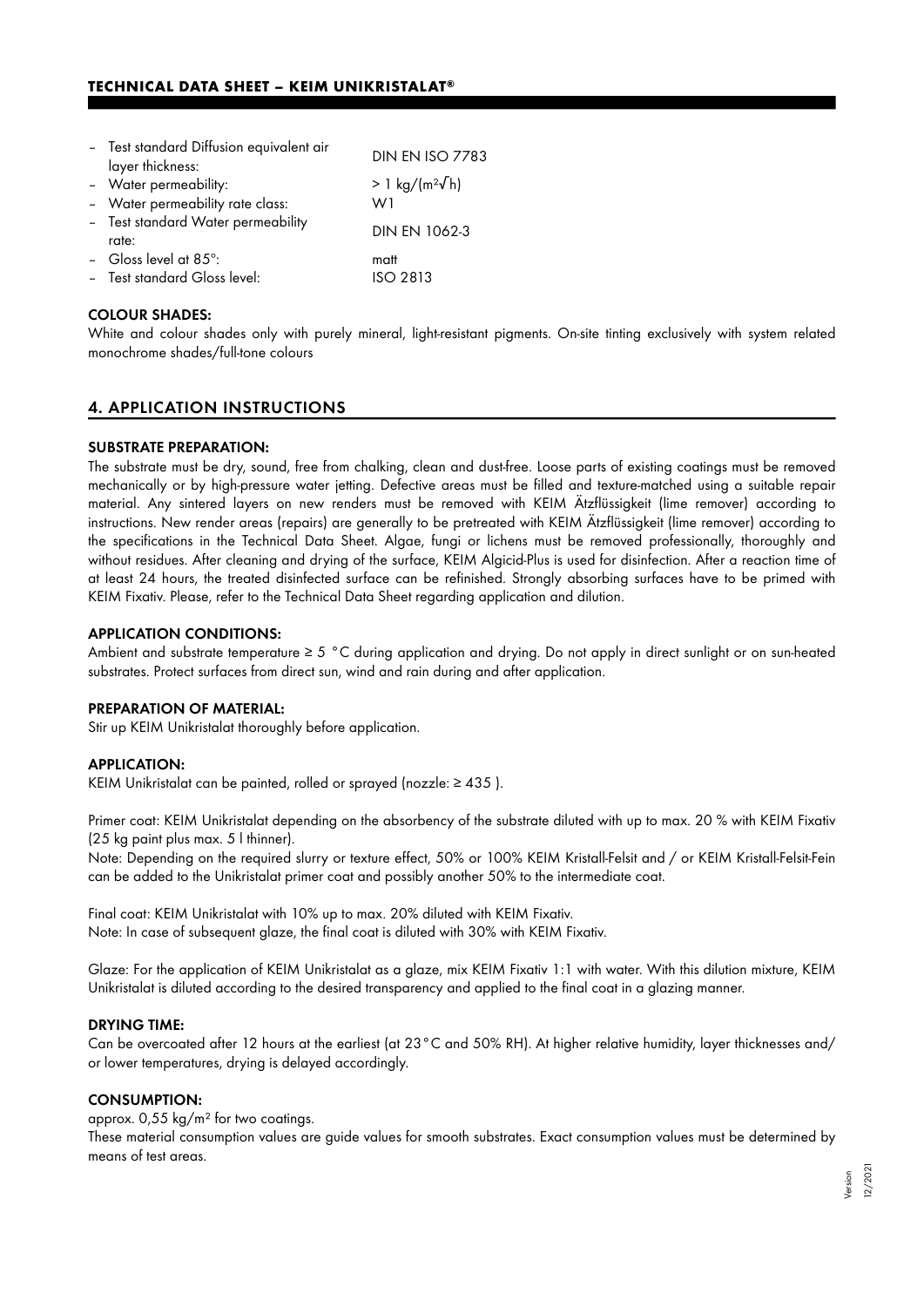- Test standard Diffusion equivalent air layer thickness: DIN EN ISO 7783
- Water permeability: > 1 kg/(m²√h)
- Water permeability rate class: W1
- Test standard Water permeability rate: DIN EN 1062-3
- Gloss level at 85°: matt
- Test standard Gloss level: ISO 2813

### COLOUR SHADES:

White and colour shades only with purely mineral, light-resistant pigments. On-site tinting exclusively with system related monochrome shades/full-tone colours

## 4. APPLICATION INSTRUCTIONS

### SUBSTRATE PREPARATION:

The substrate must be dry, sound, free from chalking, clean and dust-free. Loose parts of existing coatings must be removed mechanically or by high-pressure water jetting. Defective areas must be filled and texture-matched using a suitable repair material. Any sintered layers on new renders must be removed with KEIM Ätzflüssigkeit (lime remover) according to instructions. New render areas (repairs) are generally to be pretreated with KEIM Ätzflüssigkeit (lime remover) according to the specifications in the Technical Data Sheet. Algae, fungi or lichens must be removed professionally, thoroughly and without residues. After cleaning and drying of the surface, KEIM Algicid-Plus is used for disinfection. After a reaction time of at least 24 hours, the treated disinfected surface can be refinished. Strongly absorbing surfaces have to be primed with KEIM Fixativ. Please, refer to the Technical Data Sheet regarding application and dilution.

### APPLICATION CONDITIONS:

Ambient and substrate temperature ≥ 5 °C during application and drying. Do not apply in direct sunlight or on sun-heated substrates. Protect surfaces from direct sun, wind and rain during and after application.

### PREPARATION OF MATERIAL:

Stir up KEIM Unikristalat thoroughly before application.

### APPLICATION:

KEIM Unikristalat can be painted, rolled or sprayed (nozzle: ≥ 435 ).

Primer coat: KEIM Unikristalat depending on the absorbency of the substrate diluted with up to max. 20 % with KEIM Fixativ (25 kg paint plus max. 5 l thinner).

Note: Depending on the required slurry or texture effect, 50% or 100% KEIM Kristall-Felsit and / or KEIM Kristall-Felsit-Fein can be added to the Unikristalat primer coat and possibly another 50% to the intermediate coat.

Final coat: KEIM Unikristalat with 10% up to max. 20% diluted with KEIM Fixativ.
Note: In case of subsequent glaze, the final coat is diluted with 30% with KEIM Fixativ.

Glaze: For the application of KEIM Unikristalat as a glaze, mix KEIM Fixativ 1:1 with water. With this dilution mixture, KEIM Unikristalat is diluted according to the desired transparency and applied to the final coat in a glazing manner.

### DRYING TIME:

Can be overcoated after 12 hours at the earliest (at 23°C and 50% RH). At higher relative humidity, layer thicknesses and/ or lower temperatures, drying is delayed accordingly.

### CONSUMPTION:

approx. 0,55 kg/m² for two coatings.
These material consumption values are guide values for smooth substrates. Exact consumption values must be determined by means of test areas.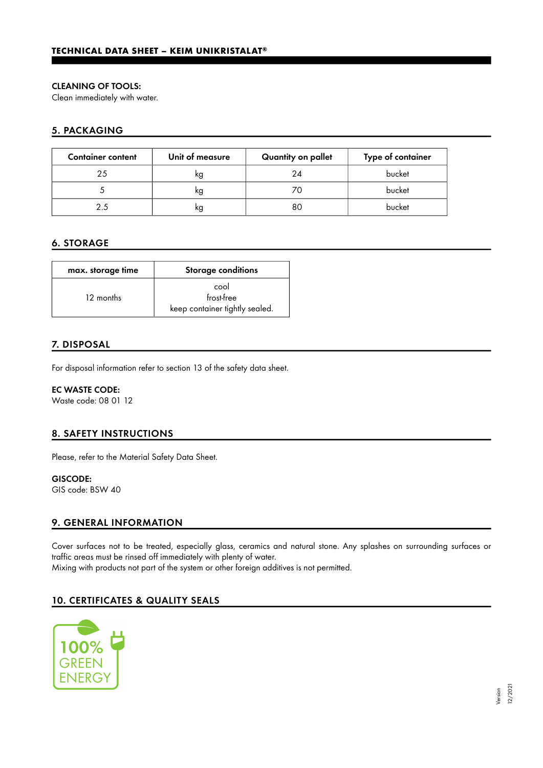## CLEANING OF TOOLS:

Clean immediately with water.

## 5. PACKAGING

| Container content | Unit of measure | Quantity on pallet | Type of container |
|---|---|---|---|
| 25 | kg | 24 | bucket |
| 5 | kg | 70 | bucket |
| 2.5 | kg | 80 | bucket |

## 6. STORAGE

| max. storage time | Storage conditions |
|---|---|
| 12 months | cool<br>frost-free<br>keep container tightly sealed. |

## 7. DISPOSAL

For disposal information refer to section 13 of the safety data sheet.

**EC WASTE CODE:**
Waste code: 08 01 12

## 8. SAFETY INSTRUCTIONS

Please, refer to the Material Safety Data Sheet.

**GISCODE:**
GIS code: BSW 40

## 9. GENERAL INFORMATION

Cover surfaces not to be treated, especially glass, ceramics and natural stone. Any splashes on surrounding surfaces or traffic areas must be rinsed off immediately with plenty of water.
Mixing with products not part of the system or other foreign additives is not permitted.

## 10. CERTIFICATES & QUALITY SEALS

100% GREEN ENERGY

Version 12/2021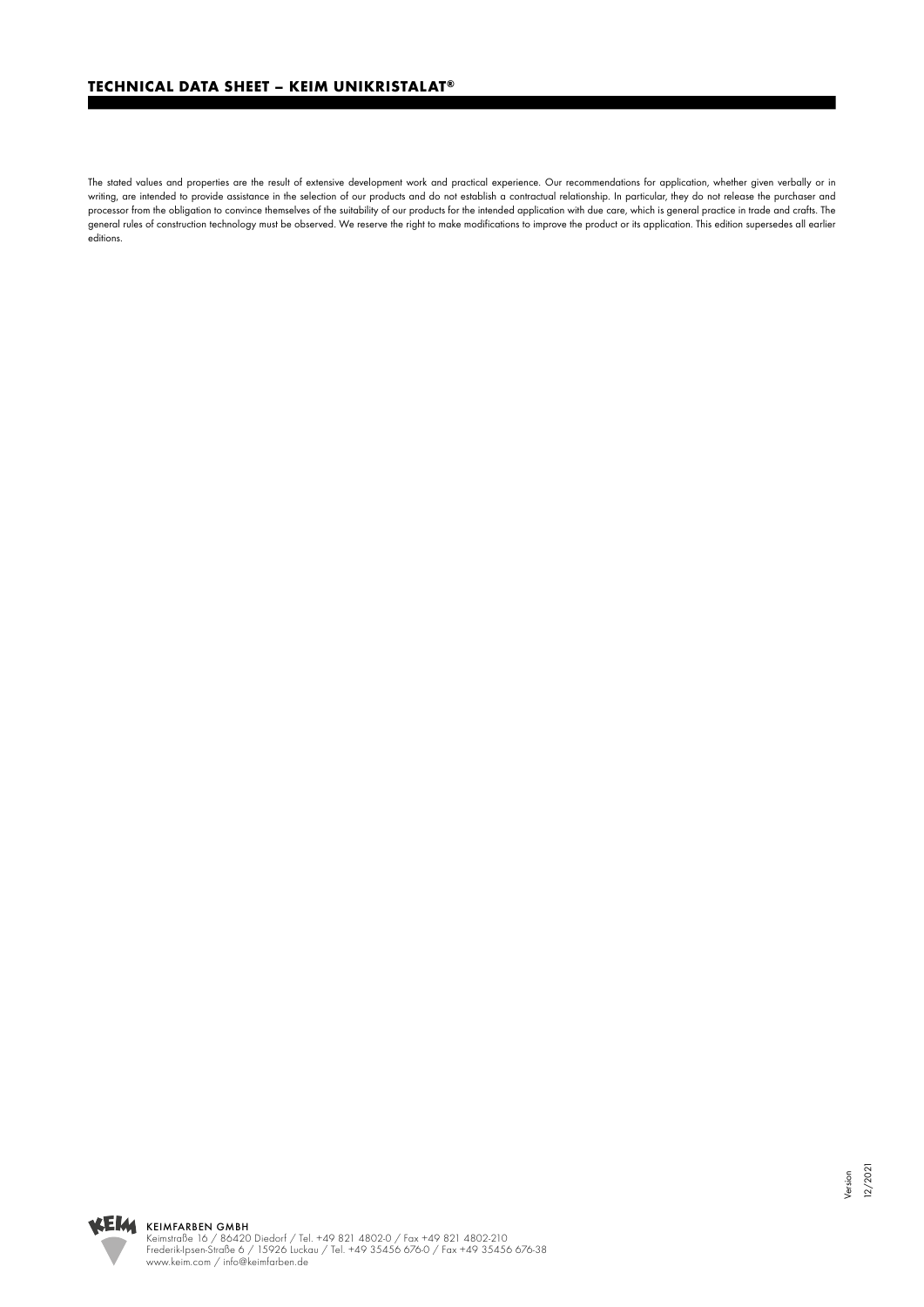The stated values and properties are the result of extensive development work and practical experience. Our recommendations for application, whether given verbally or in writing, are intended to provide assistance in the selection of our products and do not establish a contractual relationship. In particular, they do not release the purchaser and processor from the obligation to convince themselves of the suitability of our products for the intended application with due care, which is general practice in trade and crafts. The general rules of construction technology must be observed. We reserve the right to make modifications to improve the product or its application. This edition supersedes all earlier editions.